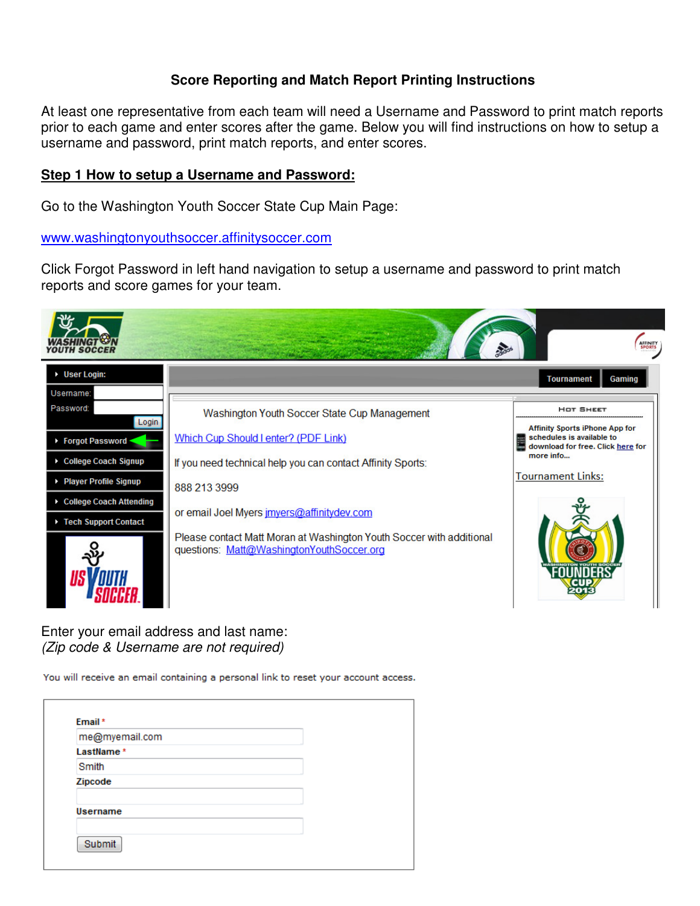**Score Reporting and Match Report Printing Instructions**

At least one representative from each team will need a Username and Password to print match reports prior to each game and enter scores after the game. Below you will find instructions on how to setup a username and password, print match reports, and enter scores.

## Step 1 How to setup a Username and Password:

Go to the Washington Youth Soccer State Cup Main Page:

[www.washingtonyouthsoccer.affinitysoccer.com](www.washingtonyouthsoccer.affinitysoccer.com)

Click Forgot Password in left hand navigation to setup a username and password to print match reports and score games for your team.

Enter your email address and last name:
*(Zip code & Username are not required)*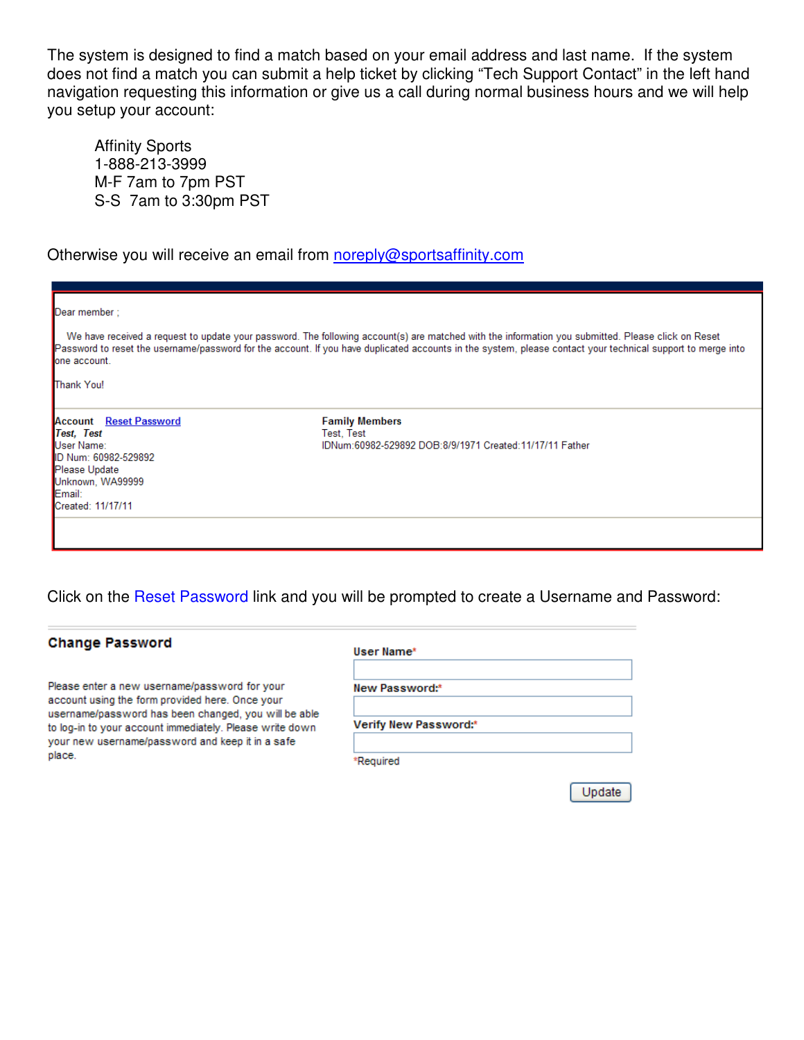The system is designed to find a match based on your email address and last name. If the system does not find a match you can submit a help ticket by clicking "Tech Support Contact" in the left hand navigation requesting this information or give us a call during normal business hours and we will help you setup your account:

> Affinity Sports
> 1-888-213-3999
> M-F 7am to 7pm PST
> S-S 7am to 3:30pm PST

Otherwise you will receive an email from noreply@sportsaffinity.com

Dear member ;

We have received a request to update your password. The following account(s) are matched with the information you submitted. Please click on Reset Password to reset the username/password for the account. If you have duplicated accounts in the system, please contact your technical support to merge into one account.

Thank You!

| **Account** Reset Password | **Family Members** |
|---|---|
| ***Test, Test***<br>User Name:<br>ID Num: 60982-529892<br>Please Update<br>Unknown, WA99999<br>Email:<br>Created: 11/17/11 | Test, Test<br>IDNum:60982-529892 DOB:8/9/1971 Created:11/17/11 Father |

Click on the Reset Password link and you will be prompted to create a Username and Password:

**Change Password**

Please enter a new username/password for your account using the form provided here. Once your username/password has been changed, you will be able to log-in to your account immediately. Please write down your new username/password and keep it in a safe place.

**User Name***

**New Password:***

**Verify New Password:***

*Required

Update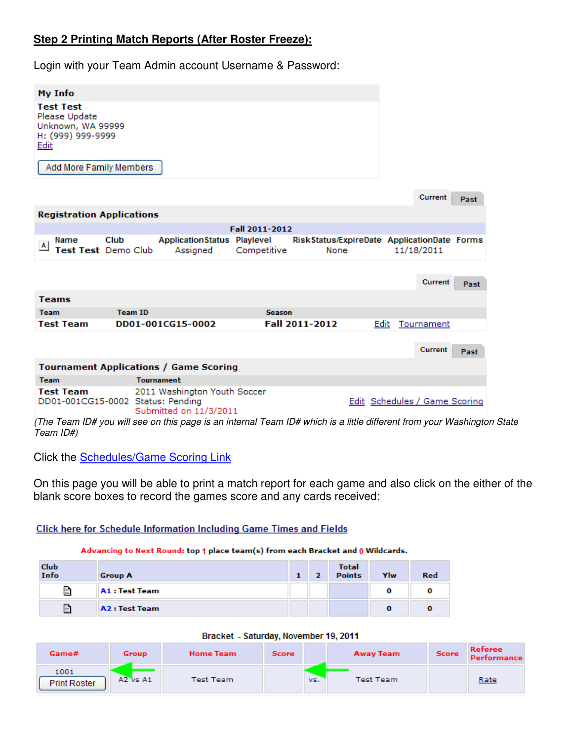## Step 2 Printing Match Reports (After Roster Freeze):

Login with your Team Admin account Username & Password:

**My Info**

**Test Test**
Please Update
Unknown, WA 99999
H: (999) 999-9999
Edit

Add More Family Members

Current | Past

**Registration Applications**

| | Name | Club | ApplicationStatus | Playlevel | RiskStatus/ExpireDate | ApplicationDate | Forms |
|---|---|---|---|---|---|---|---|
| | Fall 2011-2012 | | | | | | |
| A | Test Test | Demo Club | Assigned | Competitive | None | 11/18/2011 | |

Current | Past

**Teams**

| Team | Team ID | Season | |
|---|---|---|---|
| Test Team | DD01-001CG15-0002 | Fall 2011-2012 | Edit Tournament |

Current | Past

**Tournament Applications / Game Scoring**

| Team | Tournament | |
|---|---|---|
| Test Team DD01-001CG15-0002 | 2011 Washington Youth Soccer Status: Pending Submitted on 11/3/2011 | Edit Schedules / Game Scoring |

*(The Team ID# you will see on this page is an internal Team ID# which is a little different from your Washington State Team ID#)*

Click the Schedules/Game Scoring Link

On this page you will be able to print a match report for each game and also click on the either of the blank score boxes to record the games score and any cards received:

Click here for Schedule Information Including Game Times and Fields

**Advancing to Next Round:** top 1 place team(s) from each Bracket and 0 Wildcards.

| Club Info | Group A | 1 | 2 | Total Points | Ylw | Red |
|---|---|---|---|---|---|---|
| | A1 : Test Team | | | | 0 | 0 |
| | A2 : Test Team | | | | 0 | 0 |

Bracket - Saturday, November 19, 2011

| Game# | Group | Home Team | Score | | Away Team | Score | Referee Performance |
|---|---|---|---|---|---|---|---|
| 1001 Print Roster | A2 vs A1 | Test Team | | vs. | Test Team | | Rate |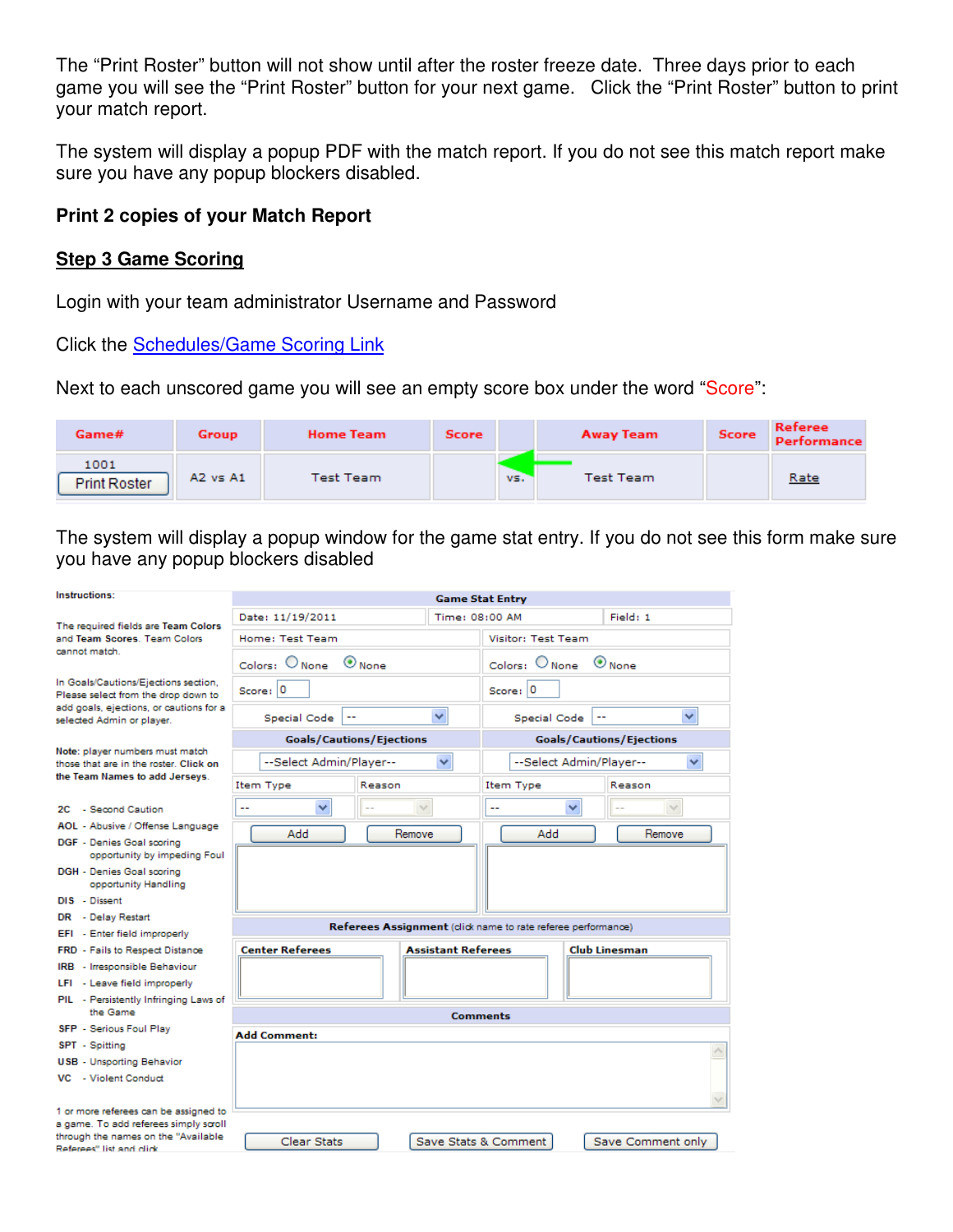The “Print Roster” button will not show until after the roster freeze date. Three days prior to each game you will see the “Print Roster” button for your next game. Click the “Print Roster” button to print your match report.

The system will display a popup PDF with the match report. If you do not see this match report make sure you have any popup blockers disabled.

**Print 2 copies of your Match Report**

## Step 3 Game Scoring

Login with your team administrator Username and Password

Click the Schedules/Game Scoring Link

Next to each unscored game you will see an empty score box under the word “Score”:

| Game# | Group | Home Team | Score | | Away Team | Score | Referee Performance |
|---|---|---|---|---|---|---|---|
| 1001 Print Roster | A2 vs A1 | Test Team | | vs. | Test Team | | Rate |

The system will display a popup window for the game stat entry. If you do not see this form make sure you have any popup blockers disabled

**Instructions:**

The required fields are **Team Colors** and **Team Scores**. Team Colors cannot match.

In Goals/Cautions/Ejections section, Please select from the drop down to add goals, ejections, or cautions for a selected Admin or player.

**Note:** player numbers must match those that are in the roster. **Click on the Team Names to add Jerseys.**

- **2C** - Second Caution
- **AOL** - Abusive / Offense Language
- **DGF** - Denies Goal scoring opportunity by impeding Foul
- **DGH** - Denies Goal scoring opportunity Handling
- **DIS** - Dissent
- **DR** - Delay Restart
- **EFI** - Enter field improperly
- **FRD** - Fails to Respect Distance
- **IRB** - Irresponsible Behaviour
- **LFI** - Leave field improperly
- **PIL** - Persistently Infringing Laws of the Game
- **SFP** - Serious Foul Play
- **SPT** - Spitting
- **USB** - Unsporting Behavior
- **VC** - Violent Conduct

1 or more referees can be assigned to a game. To add referees simply scroll through the names on the "Available Referees" list and click

**Game Stat Entry**

| Date: 11/19/2011 | Time: 08:00 AM | Field: 1 |
|---|---|---|

| Home: Test Team | Visitor: Test Team |
|---|---|
| Colors: ○ None ⦿ None | Colors: ○ None ⦿ None |
| Score: 0 | Score: 0 |
| Special Code -- | Special Code -- |
| **Goals/Cautions/Ejections** | **Goals/Cautions/Ejections** |
| --Select Admin/Player-- | --Select Admin/Player-- |
| Item Type / Reason | Item Type / Reason |
| Add / Remove | Add / Remove |

**Referees Assignment** (click name to rate referee performance)

| Center Referees | Assistant Referees | Club Linesman |
|---|---|---|

**Comments**

**Add Comment:**

Clear Stats | Save Stats & Comment | Save Comment only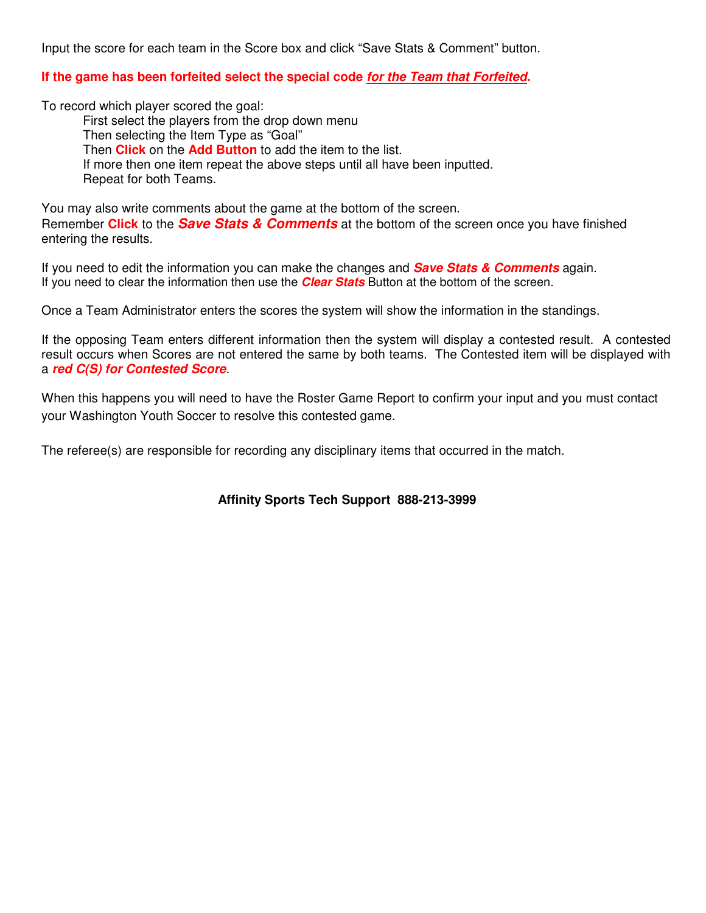Input the score for each team in the Score box and click "Save Stats & Comment" button.

**If the game has been forfeited select the special code *for the Team that Forfeited*.**

To record which player scored the goal:

First select the players from the drop down menu
Then selecting the Item Type as "Goal"
Then **Click** on the **Add Button** to add the item to the list.
If more then one item repeat the above steps until all have been inputted.
Repeat for both Teams.

You may also write comments about the game at the bottom of the screen.
Remember **Click** to the ***Save Stats & Comments*** at the bottom of the screen once you have finished entering the results.

If you need to edit the information you can make the changes and ***Save Stats & Comments*** again.
If you need to clear the information then use the ***Clear Stats*** Button at the bottom of the screen.

Once a Team Administrator enters the scores the system will show the information in the standings.

If the opposing Team enters different information then the system will display a contested result. A contested result occurs when Scores are not entered the same by both teams. The Contested item will be displayed with a ***red C(S) for Contested Score***.

When this happens you will need to have the Roster Game Report to confirm your input and you must contact your Washington Youth Soccer to resolve this contested game.

The referee(s) are responsible for recording any disciplinary items that occurred in the match.

**Affinity Sports Tech Support 888-213-3999**